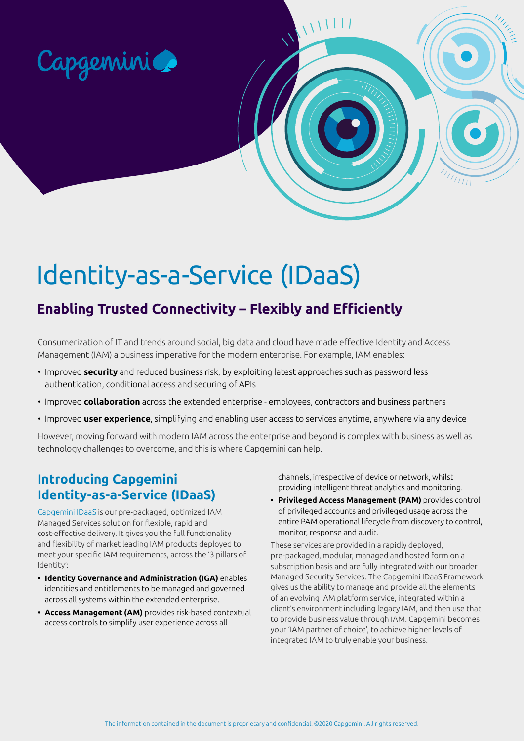# Identity-as-a-Service (IDaaS)

## Enabling Trusted Connectivity – Flexibly and Efficiently

Consumerization of IT and trends around social, big data and cloud have made effective Identity and Access Management (IAM) a business imperative for the modern enterprise. For example, IAM enables:

- Improved **security** and reduced business risk, by exploiting latest approaches such as password less authentication, conditional access and securing of APIs
- Improved **collaboration** across the extended enterprise - employees, contractors and business partners
- Improved **user experience**, simplifying and enabling user access to services anytime, anywhere via any device

However, moving forward with modern IAM across the enterprise and beyond is complex with business as well as technology challenges to overcome, and this is where Capgemini can help.

## Introducing Capgemini Identity-as-a-Service (IDaaS)

Capgemini IDaaS is our pre-packaged, optimized IAM Managed Services solution for flexible, rapid and cost-effective delivery. It gives you the full functionality and flexibility of market leading IAM products deployed to meet your specific IAM requirements, across the '3 pillars of Identity':

- **Identity Governance and Administration (IGA)** enables identities and entitlements to be managed and governed across all systems within the extended enterprise.
- **Access Management (AM)** provides risk-based contextual access controls to simplify user experience across all channels, irrespective of device or network, whilst providing intelligent threat analytics and monitoring.
- **Privileged Access Management (PAM)** provides control of privileged accounts and privileged usage across the entire PAM operational lifecycle from discovery to control, monitor, response and audit.

These services are provided in a rapidly deployed, pre-packaged, modular, managed and hosted form on a subscription basis and are fully integrated with our broader Managed Security Services. The Capgemini IDaaS Framework gives us the ability to manage and provide all the elements of an evolving IAM platform service, integrated within a client's environment including legacy IAM, and then use that to provide business value through IAM. Capgemini becomes your 'IAM partner of choice', to achieve higher levels of integrated IAM to truly enable your business.

The information contained in the document is proprietary and confidential. ©2020 Capgemini. All rights reserved.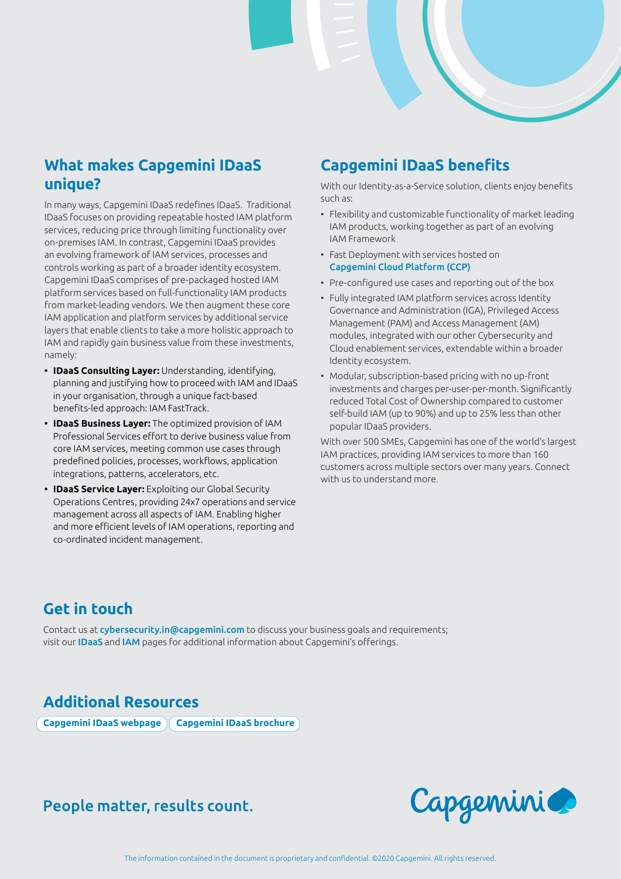## What makes Capgemini IDaaS unique?

In many ways, Capgemini IDaaS redefines IDaaS. Traditional IDaaS focuses on providing repeatable hosted IAM platform services, reducing price through limiting functionality over on-premises IAM. In contrast, Capgemini IDaaS provides an evolving framework of IAM services, processes and controls working as part of a broader identity ecosystem. Capgemini IDaaS comprises of pre-packaged hosted IAM platform services based on full-functionality IAM products from market-leading vendors. We then augment these core IAM application and platform services by additional service layers that enable clients to take a more holistic approach to IAM and rapidly gain business value from these investments, namely:

- **IDaaS Consulting Layer:** Understanding, identifying, planning and justifying how to proceed with IAM and IDaaS in your organisation, through a unique fact-based benefits-led approach: IAM FastTrack.
- **IDaaS Business Layer:** The optimized provision of IAM Professional Services effort to derive business value from core IAM services, meeting common use cases through predefined policies, processes, workflows, application integrations, patterns, accelerators, etc.
- **IDaaS Service Layer:** Exploiting our Global Security Operations Centres, providing 24x7 operations and service management across all aspects of IAM. Enabling higher and more efficient levels of IAM operations, reporting and co-ordinated incident management.

## Capgemini IDaaS benefits

With our Identity-as-a-Service solution, clients enjoy benefits such as:

- Flexibility and customizable functionality of market leading IAM products, working together as part of an evolving IAM Framework
- Fast Deployment with services hosted on Capgemini Cloud Platform (CCP)
- Pre-configured use cases and reporting out of the box
- Fully integrated IAM platform services across Identity Governance and Administration (IGA), Privileged Access Management (PAM) and Access Management (AM) modules, integrated with our other Cybersecurity and Cloud enablement services, extendable within a broader Identity ecosystem.
- Modular, subscription-based pricing with no up-front investments and charges per-user-per-month. Significantly reduced Total Cost of Ownership compared to customer self-build IAM (up to 90%) and up to 25% less than other popular IDaaS providers.

With over 500 SMEs, Capgemini has one of the world's largest IAM practices, providing IAM services to more than 160 customers across multiple sectors over many years. Connect with us to understand more.

## Get in touch

Contact us at cybersecurity.in@capgemini.com to discuss your business goals and requirements; visit our IDaaS and IAM pages for additional information about Capgemini's offerings.

## Additional Resources

Capgemini IDaaS webpage | Capgemini IDaaS brochure

People matter, results count.

Capgemini

The information contained in the document is proprietary and confidential. ©2020 Capgemini. All rights reserved.